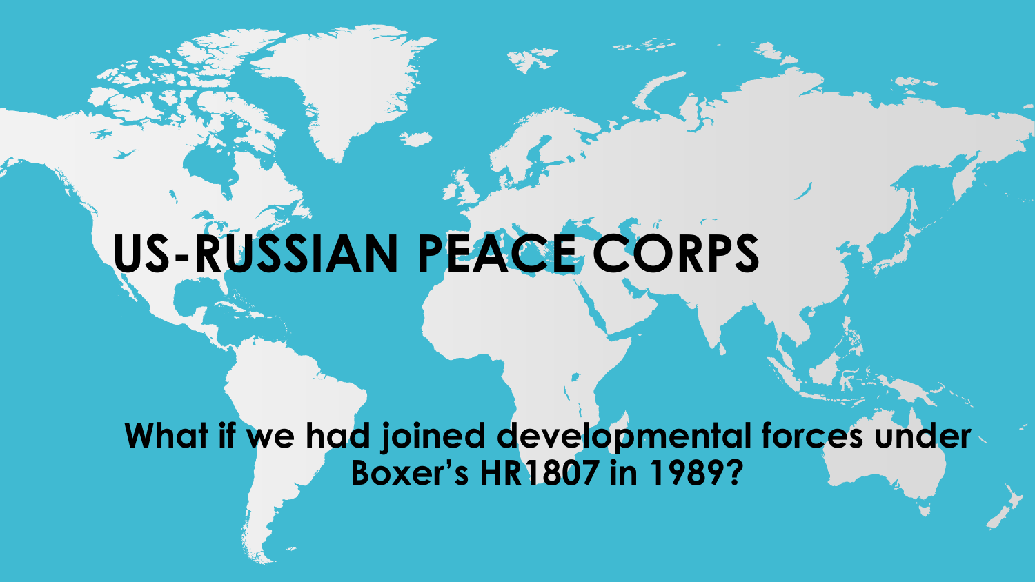# US-RUSSIAN PEACE CORPS

**What if we had joined developmental forces under Boxer's HR1807 in 1989?**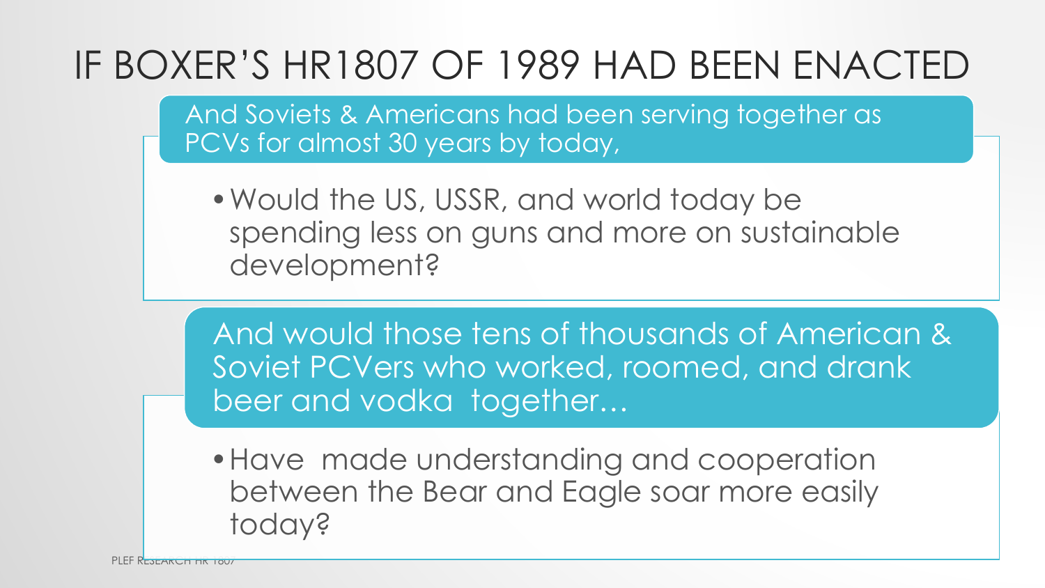# IF BOXER'S HR1807 OF 1989 HAD BEEN ENACTED

And Soviets & Americans had been serving together as PCVs for almost 30 years by today,

- Would the US, USSR, and world today be spending less on guns and more on sustainable development?

And would those tens of thousands of American & Soviet PCVers who worked, roomed, and drank beer and vodka together…

- Have made understanding and cooperation between the Bear and Eagle soar more easily today?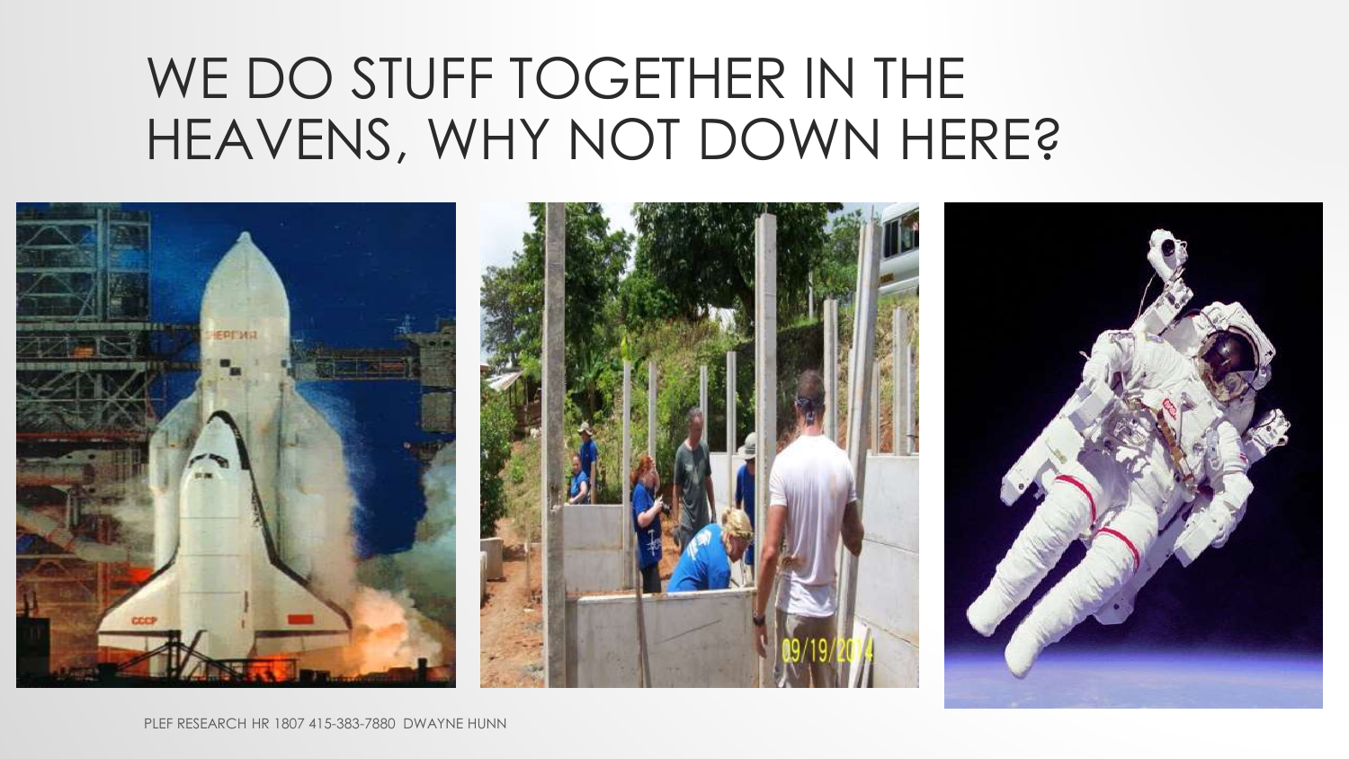# WE DO STUFF TOGETHER IN THE HEAVENS, WHY NOT DOWN HERE?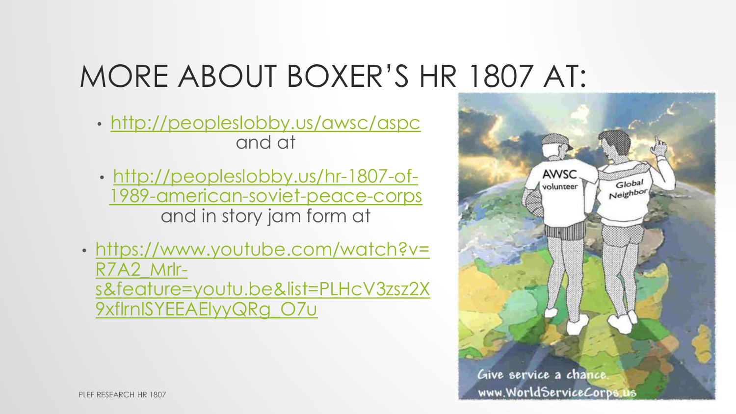# MORE ABOUT BOXER'S HR 1807 AT:

- http://peopleslobby.us/awsc/aspc

  and at

- http://peopleslobby.us/hr-1807-of-1989-american-soviet-peace-corps

  and in story jam form at

- https://www.youtube.com/watch?v=R7A2_Mrlr-s&feature=youtu.be&list=PLHcV3zsz2X9xfIrnISYEEAElyyQRg_O7u

PLEF RESEARCH HR 1807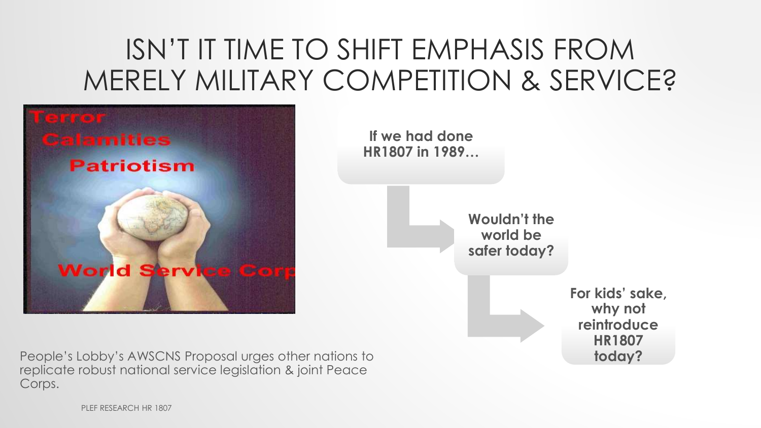# ISN'T IT TIME TO SHIFT EMPHASIS FROM MERELY MILITARY COMPETITION & SERVICE?

Terror

Calamities

Patriotism

World Service Corp

**If we had done HR1807 in 1989…**

**Wouldn't the world be safer today?**

**For kids' sake, why not reintroduce HR1807 today?**

People's Lobby's AWSCNS Proposal urges other nations to replicate robust national service legislation & joint Peace Corps.

PLEF RESEARCH HR 1807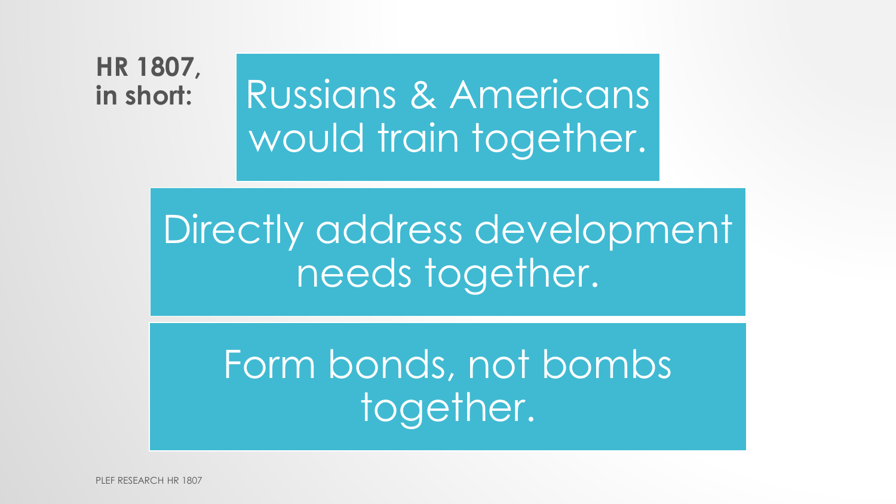**HR 1807, in short:**

Russians & Americans would train together.

Directly address development needs together.

Form bonds, not bombs together.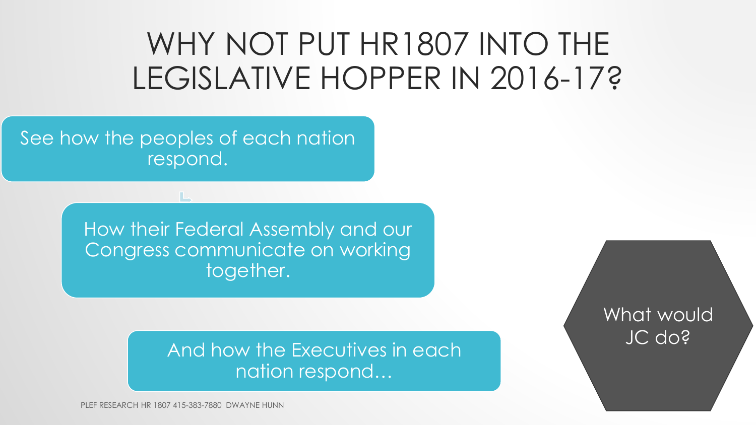# WHY NOT PUT HR1807 INTO THE LEGISLATIVE HOPPER IN 2016-17?

See how the peoples of each nation respond.

How their Federal Assembly and our Congress communicate on working together.

And how the Executives in each nation respond…

What would JC do?

PLEF RESEARCH HR 1807 415-383-7880 DWAYNE HUNN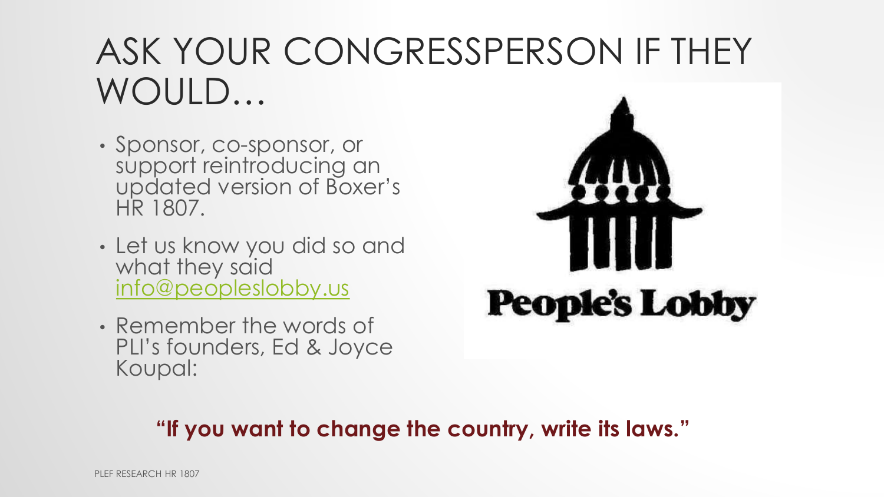# ASK YOUR CONGRESSPERSON IF THEY WOULD…

- Sponsor, co-sponsor, or support reintroducing an updated version of Boxer's HR 1807.
- Let us know you did so and what they said info@peopleslobby.us
- Remember the words of PLI's founders, Ed & Joyce Koupal:

People's Lobby

**"If you want to change the country, write its laws."**